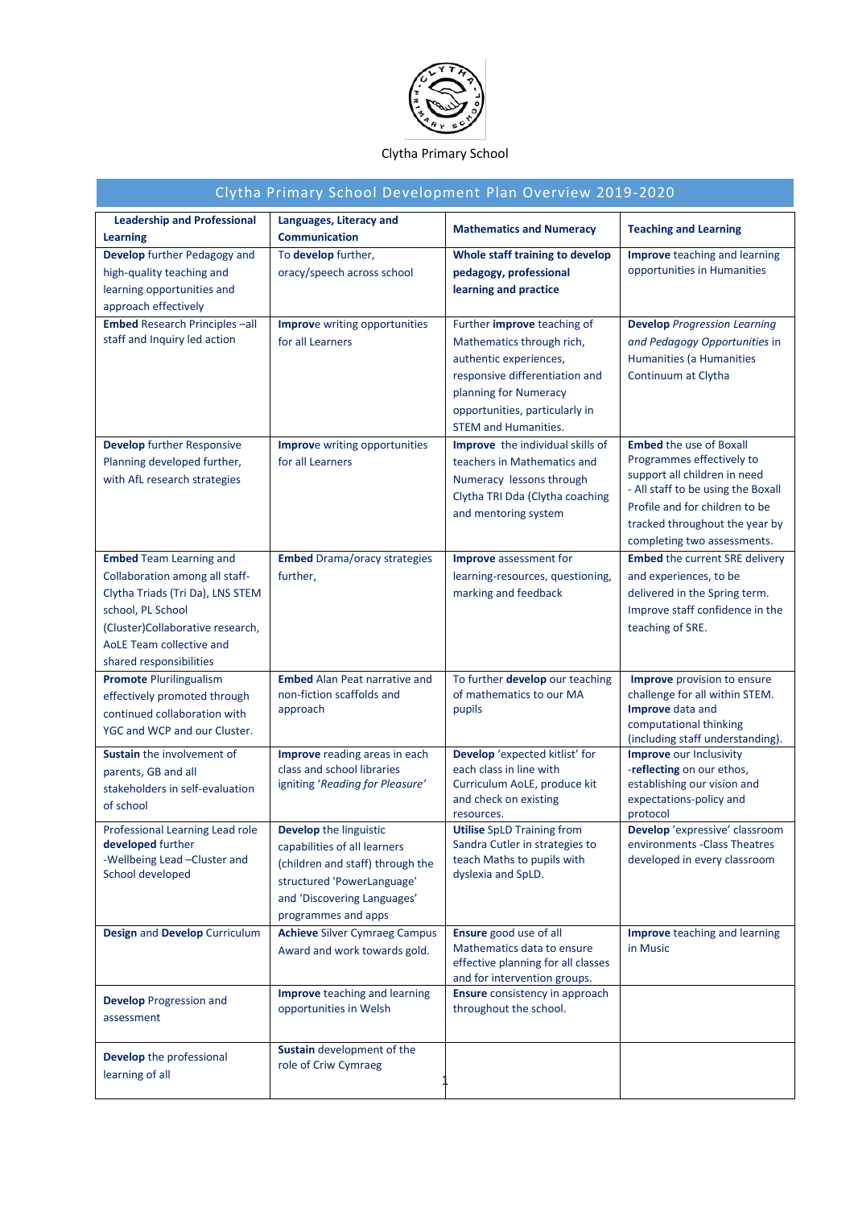Clytha Primary School

## Clytha Primary School Development Plan Overview 2019-2020

| **Leadership and Professional Learning** | **Languages, Literacy and Communication** | **Mathematics and Numeracy** | **Teaching and Learning** |
|---|---|---|---|
| **Develop** further Pedagogy and high-quality teaching and learning opportunities and approach effectively | To **develop** further, oracy/speech across school | **Whole staff training to develop pedagogy, professional learning and practice** | **Improve** teaching and learning opportunities in Humanities |
| **Embed** Research Principles –all staff and Inquiry led action | **Improve** writing opportunities for all Learners | Further **improve** teaching of Mathematics through rich, authentic experiences, responsive differentiation and planning for Numeracy opportunities, particularly in STEM and Humanities. | **Develop** *Progression Learning and Pedagogy Opportunities* in Humanities (a Humanities Continuum at Clytha |
| **Develop** further Responsive Planning developed further, with AfL research strategies | **Improve** writing opportunities for all Learners | **Improve** the individual skills of teachers in Mathematics and Numeracy lessons through Clytha TRI Dda (Clytha coaching and mentoring system | **Embed** the use of Boxall Programmes effectively to support all children in need - All staff to be using the Boxall Profile and for children to be tracked throughout the year by completing two assessments. |
| **Embed** Team Learning and Collaboration among all staff- Clytha Triads (Tri Da), LNS STEM school, PL School (Cluster)Collaborative research, AoLE Team collective and shared responsibilities | **Embed** Drama/oracy strategies further, | **Improve** assessment for learning-resources, questioning, marking and feedback | **Embed** the current SRE delivery and experiences, to be delivered in the Spring term. Improve staff confidence in the teaching of SRE. |
| **Promote** Plurilingualism effectively promoted through continued collaboration with YGC and WCP and our Cluster. | **Embed** Alan Peat narrative and non-fiction scaffolds and approach | To further **develop** our teaching of mathematics to our MA pupils | **Improve** provision to ensure challenge for all within STEM. **Improve** data and computational thinking (including staff understanding). |
| **Sustain** the involvement of parents, GB and all stakeholders in self-evaluation of school | **Improve** reading areas in each class and school libraries igniting '*Reading for Pleasure'* | **Develop** 'expected kitlist' for each class in line with Curriculum AoLE, produce kit and check on existing resources. | **Improve** our Inclusivity -**reflecting** on our ethos, establishing our vision and expectations-policy and protocol |
| Professional Learning Lead role **developed** further -Wellbeing Lead –Cluster and School developed | **Develop** the linguistic capabilities of all learners (children and staff) through the structured 'PowerLanguage' and 'Discovering Languages' programmes and apps | **Utilise** SpLD Training from Sandra Cutler in strategies to teach Maths to pupils with dyslexia and SpLD. | **Develop** 'expressive' classroom environments -Class Theatres developed in every classroom |
| **Design** and **Develop** Curriculum | **Achieve** Silver Cymraeg Campus Award and work towards gold. | **Ensure** good use of all Mathematics data to ensure effective planning for all classes and for intervention groups. | **Improve** teaching and learning in Music |
| **Develop** Progression and assessment | **Improve** teaching and learning opportunities in Welsh | **Ensure** consistency in approach throughout the school. | |
| **Develop** the professional learning of all | **Sustain** development of the role of Criw Cymraeg | | |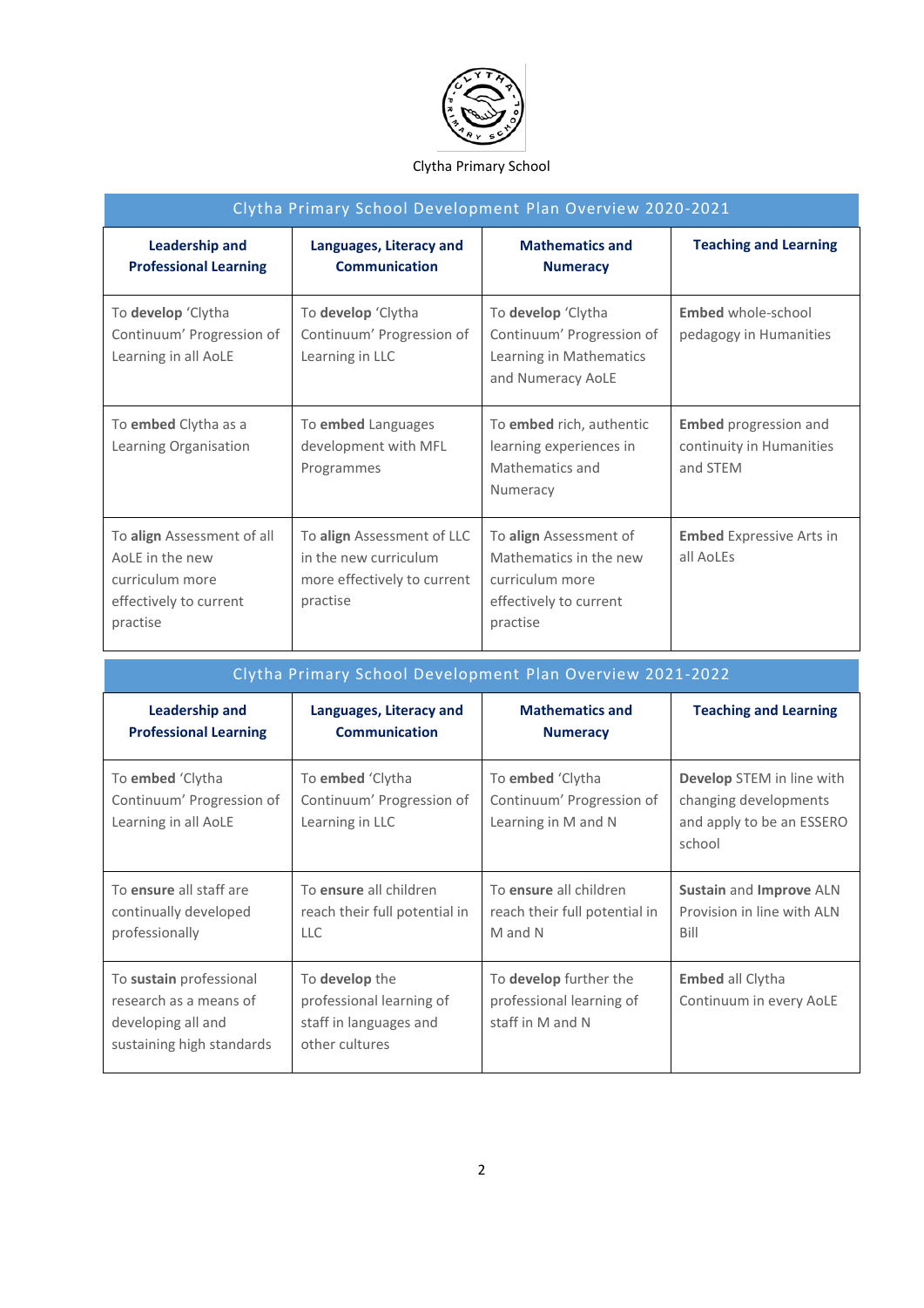Clytha Primary School

| Clytha Primary School Development Plan Overview 2020-2021 | | | |
|---|---|---|---|
| **Leadership and Professional Learning** | **Languages, Literacy and Communication** | **Mathematics and Numeracy** | **Teaching and Learning** |
| To **develop** 'Clytha Continuum' Progression of Learning in all AoLE | To **develop** 'Clytha Continuum' Progression of Learning in LLC | To **develop** 'Clytha Continuum' Progression of Learning in Mathematics and Numeracy AoLE | **Embed** whole-school pedagogy in Humanities |
| To **embed** Clytha as a Learning Organisation | To **embed** Languages development with MFL Programmes | To **embed** rich, authentic learning experiences in Mathematics and Numeracy | **Embed** progression and continuity in Humanities and STEM |
| To **align** Assessment of all AoLE in the new curriculum more effectively to current practise | To **align** Assessment of LLC in the new curriculum more effectively to current practise | To **align** Assessment of Mathematics in the new curriculum more effectively to current practise | **Embed** Expressive Arts in all AoLEs |

| Clytha Primary School Development Plan Overview 2021-2022 | | | |
|---|---|---|---|
| **Leadership and Professional Learning** | **Languages, Literacy and Communication** | **Mathematics and Numeracy** | **Teaching and Learning** |
| To **embed** 'Clytha Continuum' Progression of Learning in all AoLE | To **embed** 'Clytha Continuum' Progression of Learning in LLC | To **embed** 'Clytha Continuum' Progression of Learning in M and N | **Develop** STEM in line with changing developments and apply to be an ESSERO school |
| To **ensure** all staff are continually developed professionally | To **ensure** all children reach their full potential in LLC | To **ensure** all children reach their full potential in M and N | **Sustain** and **Improve** ALN Provision in line with ALN Bill |
| To **sustain** professional research as a means of developing all and sustaining high standards | To **develop** the professional learning of staff in languages and other cultures | To **develop** further the professional learning of staff in M and N | **Embed** all Clytha Continuum in every AoLE |